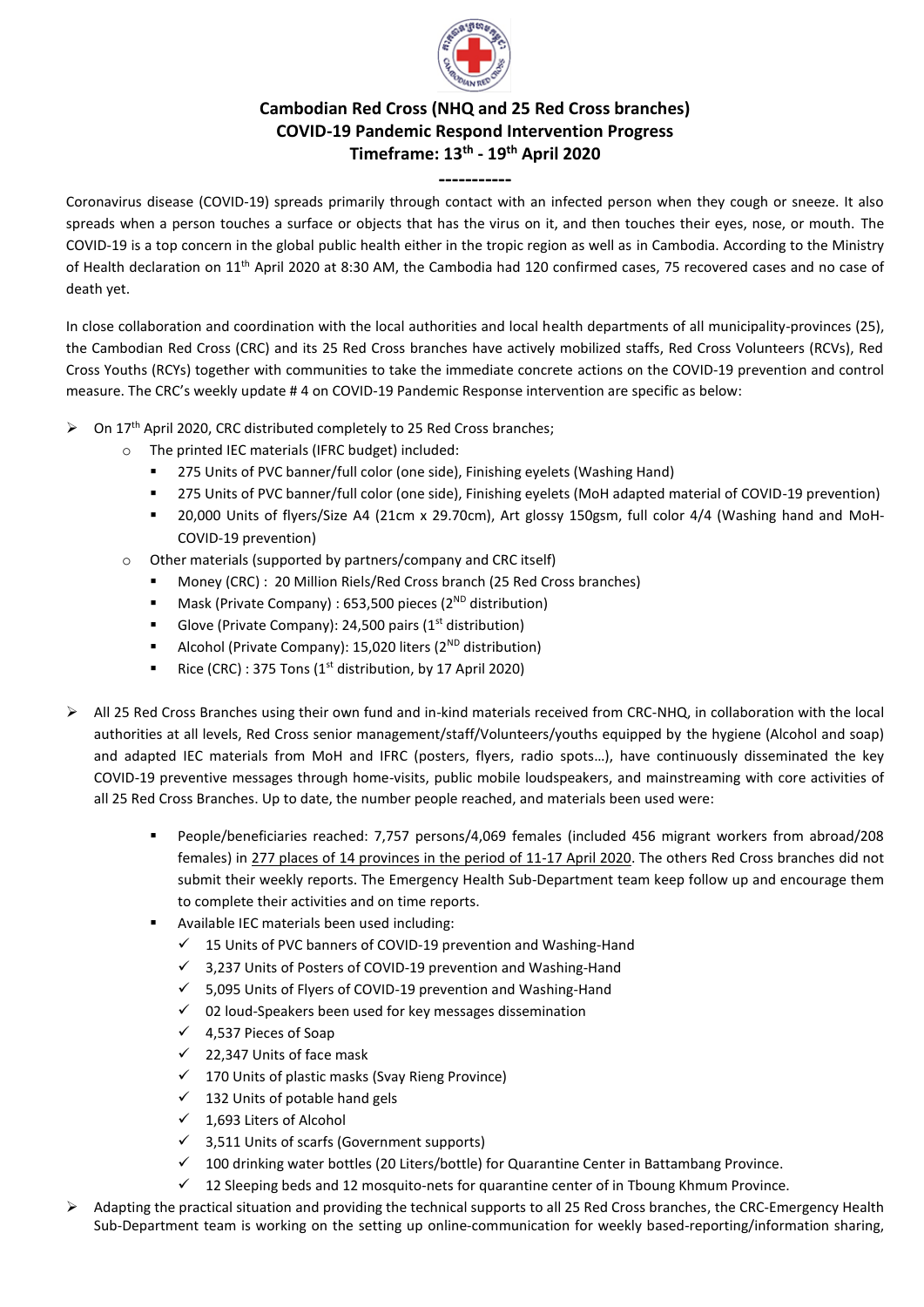# Cambodian Red Cross (NHQ and 25 Red Cross branches)
# COVID-19 Pandemic Respond Intervention Progress
# Timeframe: 13th - 19th April 2020

-----------

Coronavirus disease (COVID-19) spreads primarily through contact with an infected person when they cough or sneeze. It also spreads when a person touches a surface or objects that has the virus on it, and then touches their eyes, nose, or mouth. The COVID-19 is a top concern in the global public health either in the tropic region as well as in Cambodia. According to the Ministry of Health declaration on 11th April 2020 at 8:30 AM, the Cambodia had 120 confirmed cases, 75 recovered cases and no case of death yet.

In close collaboration and coordination with the local authorities and local health departments of all municipality-provinces (25), the Cambodian Red Cross (CRC) and its 25 Red Cross branches have actively mobilized staffs, Red Cross Volunteers (RCVs), Red Cross Youths (RCYs) together with communities to take the immediate concrete actions on the COVID-19 prevention and control measure. The CRC's weekly update # 4 on COVID-19 Pandemic Response intervention are specific as below:

- On 17th April 2020, CRC distributed completely to 25 Red Cross branches;
  - The printed IEC materials (IFRC budget) included:
    - 275 Units of PVC banner/full color (one side), Finishing eyelets (Washing Hand)
    - 275 Units of PVC banner/full color (one side), Finishing eyelets (MoH adapted material of COVID-19 prevention)
    - 20,000 Units of flyers/Size A4 (21cm x 29.70cm), Art glossy 150gsm, full color 4/4 (Washing hand and MoH-COVID-19 prevention)
  - Other materials (supported by partners/company and CRC itself)
    - Money (CRC) : 20 Million Riels/Red Cross branch (25 Red Cross branches)
    - Mask (Private Company) : 653,500 pieces (2ND distribution)
    - Glove (Private Company): 24,500 pairs (1st distribution)
    - Alcohol (Private Company): 15,020 liters (2ND distribution)
    - Rice (CRC) : 375 Tons (1st distribution, by 17 April 2020)

- All 25 Red Cross Branches using their own fund and in-kind materials received from CRC-NHQ, in collaboration with the local authorities at all levels, Red Cross senior management/staff/Volunteers/youths equipped by the hygiene (Alcohol and soap) and adapted IEC materials from MoH and IFRC (posters, flyers, radio spots…), have continuously disseminated the key COVID-19 preventive messages through home-visits, public mobile loudspeakers, and mainstreaming with core activities of all 25 Red Cross Branches. Up to date, the number people reached, and materials been used were:
    - People/beneficiaries reached: 7,757 persons/4,069 females (included 456 migrant workers from abroad/208 females) in 277 places of 14 provinces in the period of 11-17 April 2020. The others Red Cross branches did not submit their weekly reports. The Emergency Health Sub-Department team keep follow up and encourage them to complete their activities and on time reports.
    - Available IEC materials been used including:
      - ✓ 15 Units of PVC banners of COVID-19 prevention and Washing-Hand
      - ✓ 3,237 Units of Posters of COVID-19 prevention and Washing-Hand
      - ✓ 5,095 Units of Flyers of COVID-19 prevention and Washing-Hand
      - ✓ 02 loud-Speakers been used for key messages dissemination
      - ✓ 4,537 Pieces of Soap
      - ✓ 22,347 Units of face mask
      - ✓ 170 Units of plastic masks (Svay Rieng Province)
      - ✓ 132 Units of potable hand gels
      - ✓ 1,693 Liters of Alcohol
      - ✓ 3,511 Units of scarfs (Government supports)
      - ✓ 100 drinking water bottles (20 Liters/bottle) for Quarantine Center in Battambang Province.
      - ✓ 12 Sleeping beds and 12 mosquito-nets for quarantine center of in Tboung Khmum Province.
- Adapting the practical situation and providing the technical supports to all 25 Red Cross branches, the CRC-Emergency Health Sub-Department team is working on the setting up online-communication for weekly based-reporting/information sharing,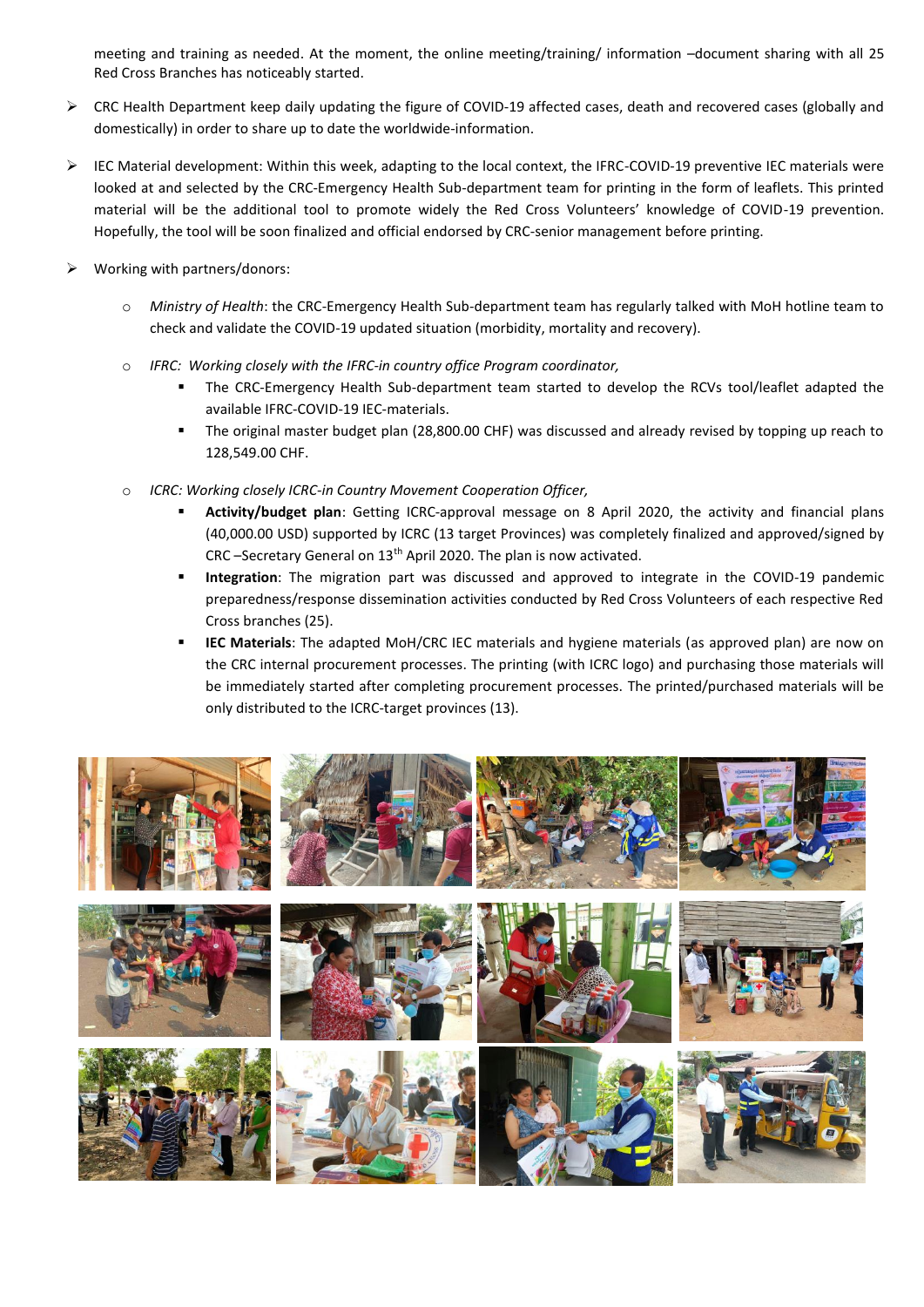meeting and training as needed. At the moment, the online meeting/training/ information –document sharing with all 25 Red Cross Branches has noticeably started.

- CRC Health Department keep daily updating the figure of COVID-19 affected cases, death and recovered cases (globally and domestically) in order to share up to date the worldwide-information.

- IEC Material development: Within this week, adapting to the local context, the IFRC-COVID-19 preventive IEC materials were looked at and selected by the CRC-Emergency Health Sub-department team for printing in the form of leaflets. This printed material will be the additional tool to promote widely the Red Cross Volunteers' knowledge of COVID-19 prevention. Hopefully, the tool will be soon finalized and official endorsed by CRC-senior management before printing.

- Working with partners/donors:
  - *Ministry of Health*: the CRC-Emergency Health Sub-department team has regularly talked with MoH hotline team to check and validate the COVID-19 updated situation (morbidity, mortality and recovery).
  - *IFRC: Working closely with the IFRC-in country office Program coordinator,*
    - The CRC-Emergency Health Sub-department team started to develop the RCVs tool/leaflet adapted the available IFRC-COVID-19 IEC-materials.
    - The original master budget plan (28,800.00 CHF) was discussed and already revised by topping up reach to 128,549.00 CHF.
  - *ICRC: Working closely ICRC-in Country Movement Cooperation Officer,*
    - **Activity/budget plan**: Getting ICRC-approval message on 8 April 2020, the activity and financial plans (40,000.00 USD) supported by ICRC (13 target Provinces) was completely finalized and approved/signed by CRC –Secretary General on 13th April 2020. The plan is now activated.
    - **Integration**: The migration part was discussed and approved to integrate in the COVID-19 pandemic preparedness/response dissemination activities conducted by Red Cross Volunteers of each respective Red Cross branches (25).
    - **IEC Materials**: The adapted MoH/CRC IEC materials and hygiene materials (as approved plan) are now on the CRC internal procurement processes. The printing (with ICRC logo) and purchasing those materials will be immediately started after completing procurement processes. The printed/purchased materials will be only distributed to the ICRC-target provinces (13).